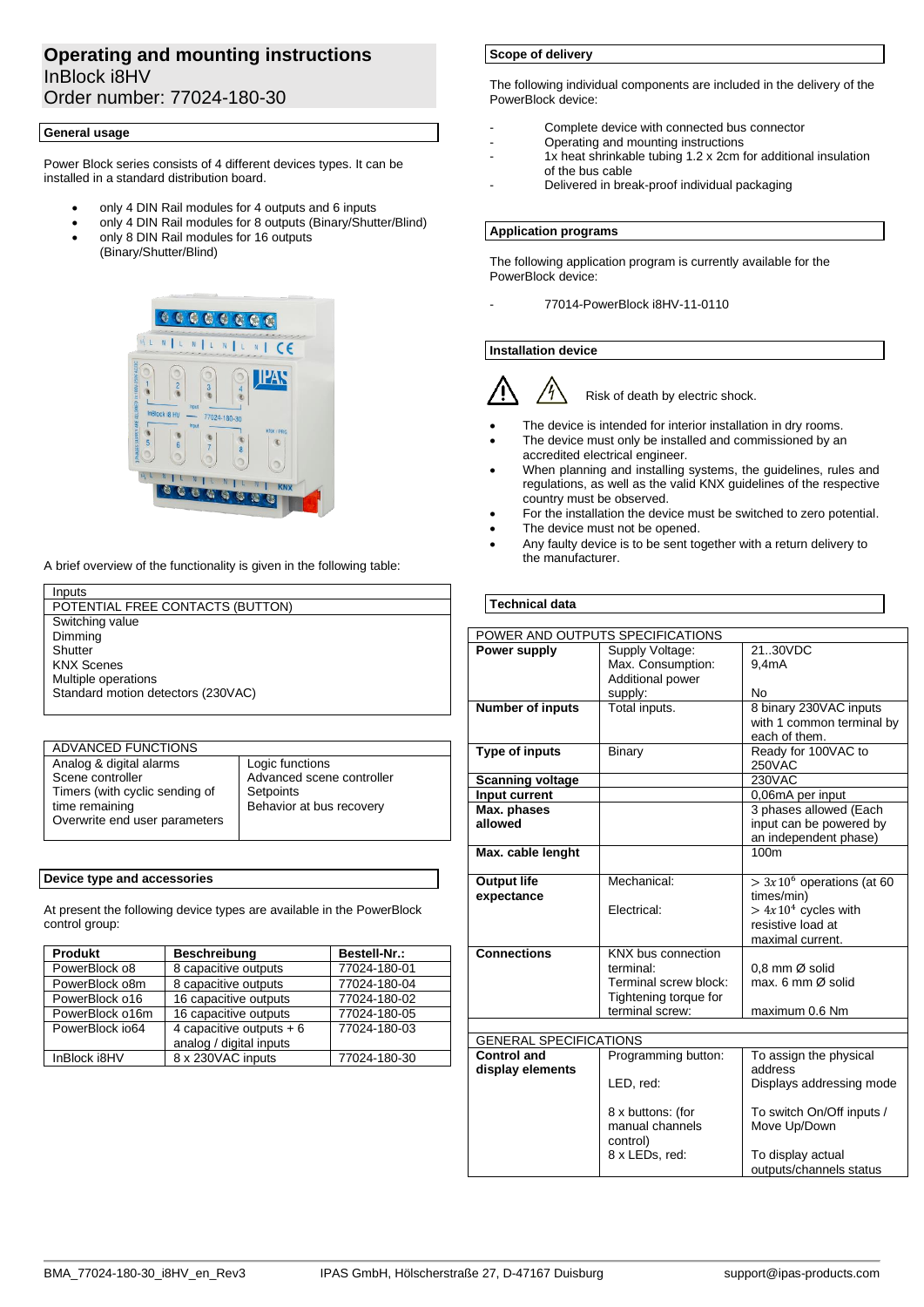# Operating and mounting instructions
InBlock i8HV
Order number: 77024-180-30

## General usage

Power Block series consists of 4 different devices types. It can be installed in a standard distribution board.

- only 4 DIN Rail modules for 4 outputs and 6 inputs
- only 4 DIN Rail modules for 8 outputs (Binary/Shutter/Blind)
- only 8 DIN Rail modules for 16 outputs (Binary/Shutter/Blind)

A brief overview of the functionality is given in the following table:

| Inputs |
|---|
| POTENTIAL FREE CONTACTS (BUTTON) |
| Switching value<br>Dimming<br>Shutter<br>KNX Scenes<br>Multiple operations<br>Standard motion detectors (230VAC) |

| ADVANCED FUNCTIONS | |
|---|---|
| Analog & digital alarms<br>Scene controller<br>Timers (with cyclic sending of time remaining<br>Overwrite end user parameters | Logic functions<br>Advanced scene controller<br>Setpoints<br>Behavior at bus recovery |

## Device type and accessories

At present the following device types are available in the PowerBlock control group:

| Produkt | Beschreibung | Bestell-Nr.: |
|---|---|---|
| PowerBlock o8 | 8 capacitive outputs | 77024-180-01 |
| PowerBlock o8m | 8 capacitive outputs | 77024-180-04 |
| PowerBlock o16 | 16 capacitive outputs | 77024-180-02 |
| PowerBlock o16m | 16 capacitive outputs | 77024-180-05 |
| PowerBlock io64 | 4 capacitive outputs + 6 analog / digital inputs | 77024-180-03 |
| InBlock i8HV | 8 x 230VAC inputs | 77024-180-30 |

## Scope of delivery

The following individual components are included in the delivery of the PowerBlock device:

- Complete device with connected bus connector
- Operating and mounting instructions
- 1x heat shrinkable tubing 1.2 x 2cm for additional insulation of the bus cable
- Delivered in break-proof individual packaging

## Application programs

The following application program is currently available for the PowerBlock device:

- 77014-PowerBlock i8HV-11-0110

## Installation device

Risk of death by electric shock.

- The device is intended for interior installation in dry rooms.
- The device must only be installed and commissioned by an accredited electrical engineer.
- When planning and installing systems, the guidelines, rules and regulations, as well as the valid KNX guidelines of the respective country must be observed.
- For the installation the device must be switched to zero potential.
- The device must not be opened.
- Any faulty device is to be sent together with a return delivery to the manufacturer.

## Technical data

| POWER AND OUTPUTS SPECIFICATIONS | | |
|---|---|---|
| **Power supply** | Supply Voltage:<br>Max. Consumption:<br>Additional power supply: | 21..30VDC<br>9,4mA<br><br>No |
| **Number of inputs** | Total inputs. | 8 binary 230VAC inputs with 1 common terminal by each of them. |
| **Type of inputs** | Binary | Ready for 100VAC to 250VAC |
| **Scanning voltage** | | 230VAC |
| **Input current** | | 0,06mA per input |
| **Max. phases allowed** | | 3 phases allowed (Each input can be powered by an independent phase) |
| **Max. cable lenght** | | 100m |
| **Output life expectance** | Mechanical:<br><br>Electrical: | $> 3x10^6$ operations (at 60 times/min)<br>$> 4x10^4$ cycles with resistive load at maximal current. |
| **Connections** | KNX bus connection terminal:<br>Terminal screw block:<br>Tightening torque for terminal screw: | <br>0,8 mm Ø solid<br>max. 6 mm Ø solid<br><br>maximum 0.6 Nm |
| GENERAL SPECIFICATIONS | | |
| **Control and display elements** | Programming button:<br><br>LED, red:<br><br>8 x buttons: (for manual channels control)<br>8 x LEDs, red: | To assign the physical address<br>Displays addressing mode<br><br>To switch On/Off inputs / Move Up/Down<br><br>To display actual outputs/channels status |

BMA_77024-180-30_i8HV_en_Rev3 — IPAS GmbH, Hölscherstraße 27, D-47167 Duisburg — support@ipas-products.com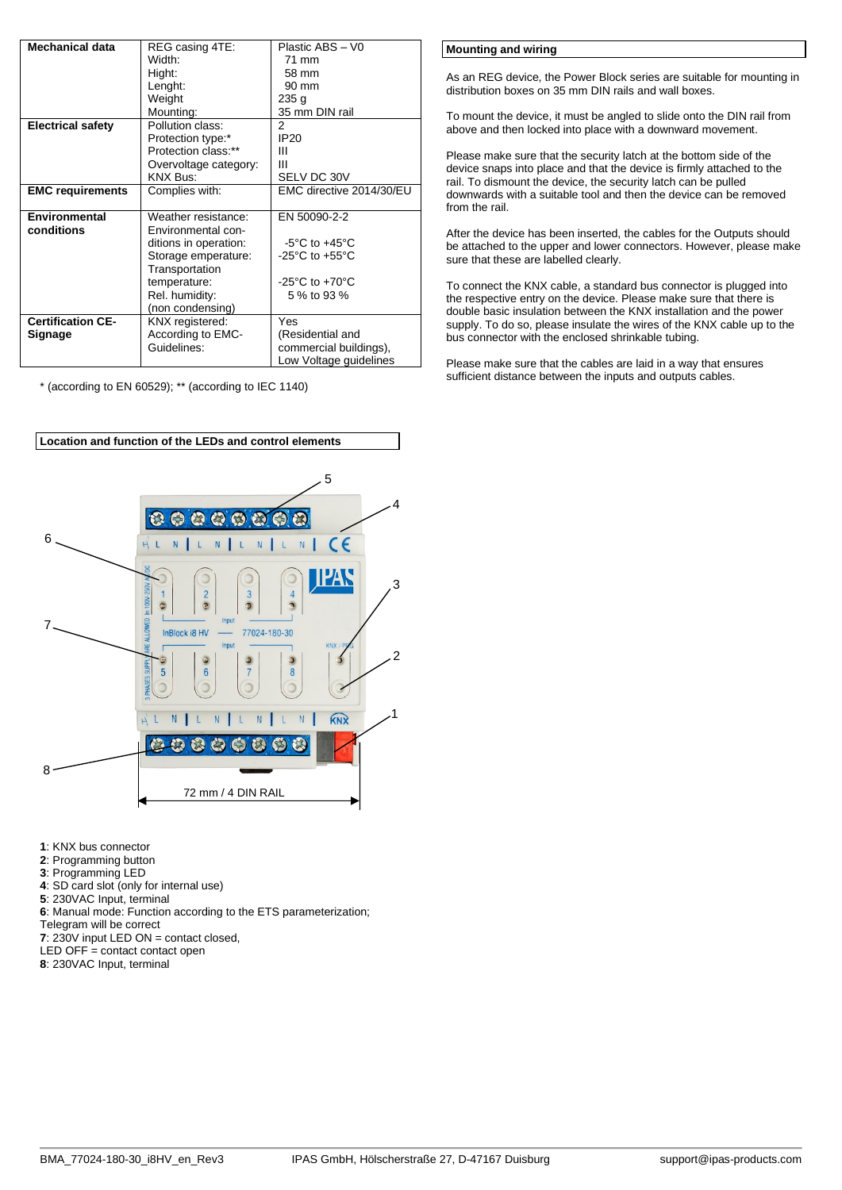| Mechanical data | REG casing 4TE:<br>Width:<br>Hight:<br>Lenght:<br>Weight<br>Mounting: | Plastic ABS – V0<br>71 mm<br>58 mm<br>90 mm<br>235 g<br>35 mm DIN rail |
|---|---|---|
| **Electrical safety** | Pollution class:<br>Protection type:*<br>Protection class:**<br>Overvoltage category:<br>KNX Bus: | 2<br>IP20<br>III<br>III<br>SELV DC 30V |
| **EMC requirements** | Complies with: | EMC directive 2014/30/EU |
| **Environmental conditions** | Weather resistance:<br>Environmental conditions in operation:<br>Storage emperature:<br>Transportation temperature:<br>Rel. humidity:<br>(non condensing) | EN 50090-2-2<br><br>-5°C to +45°C<br>-25°C to +55°C<br><br>-25°C to +70°C<br>5 % to 93 % |
| **Certification CE-Signage** | KNX registered:<br>According to EMC-Guidelines: | Yes<br>(Residential and commercial buildings),<br>Low Voltage guidelines |

\* (according to EN 60529); ** (according to IEC 1140)

## Location and function of the LEDs and control elements

72 mm / 4 DIN RAIL

**1**: KNX bus connector
**2**: Programming button
**3**: Programming LED
**4**: SD card slot (only for internal use)
**5**: 230VAC Input, terminal
**6**: Manual mode: Function according to the ETS parameterization;
Telegram will be correct
**7**: 230V input LED ON = contact closed,
LED OFF = contact contact open
**8**: 230VAC Input, terminal

## Mounting and wiring

As an REG device, the Power Block series are suitable for mounting in distribution boxes on 35 mm DIN rails and wall boxes.

To mount the device, it must be angled to slide onto the DIN rail from above and then locked into place with a downward movement.

Please make sure that the security latch at the bottom side of the device snaps into place and that the device is firmly attached to the rail. To dismount the device, the security latch can be pulled downwards with a suitable tool and then the device can be removed from the rail.

After the device has been inserted, the cables for the Outputs should be attached to the upper and lower connectors. However, please make sure that these are labelled clearly.

To connect the KNX cable, a standard bus connector is plugged into the respective entry on the device. Please make sure that there is double basic insulation between the KNX installation and the power supply. To do so, please insulate the wires of the KNX cable up to the bus connector with the enclosed shrinkable tubing.

Please make sure that the cables are laid in a way that ensures sufficient distance between the inputs and outputs cables.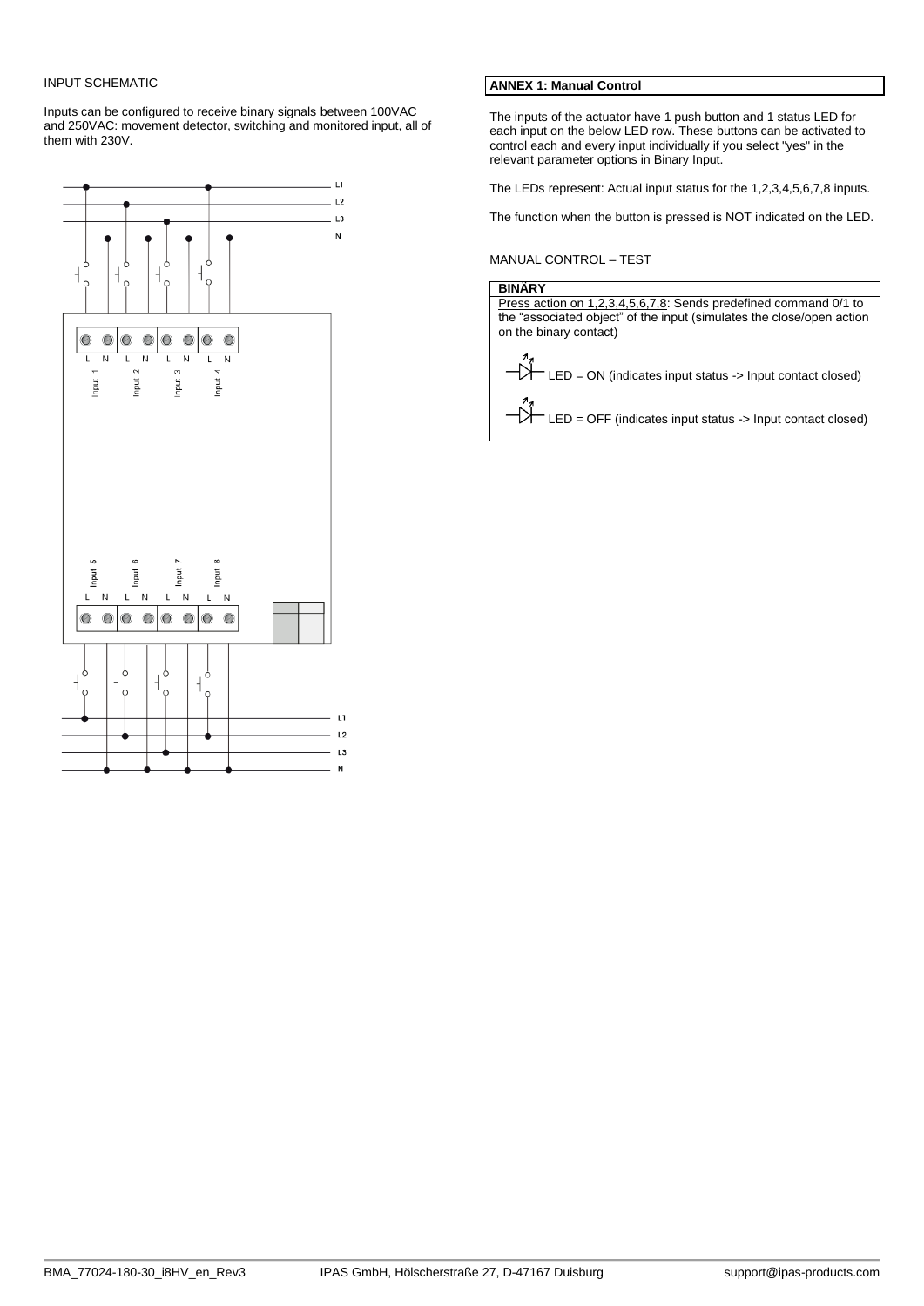INPUT SCHEMATIC

Inputs can be configured to receive binary signals between 100VAC and 250VAC: movement detector, switching and monitored input, all of them with 230V.

L1
L2
L3
N

L N L N L N L N
Input 1 Input 2 Input 3 Input 4

Input 5 Input 6 Input 7 Input 8
L N L N L N L N

L1
L2
L3
N

**ANNEX 1: Manual Control**

The inputs of the actuator have 1 push button and 1 status LED for each input on the below LED row. These buttons can be activated to control each and every input individually if you select "yes" in the relevant parameter options in Binary Input.

The LEDs represent: Actual input status for the 1,2,3,4,5,6,7,8 inputs.

The function when the button is pressed is NOT indicated on the LED.

MANUAL CONTROL – TEST

**BINARY**

Press action on 1,2,3,4,5,6,7,8: Sends predefined command 0/1 to the "associated object" of the input (simulates the close/open action on the binary contact)

LED = ON (indicates input status -> Input contact closed)

LED = OFF (indicates input status -> Input contact closed)